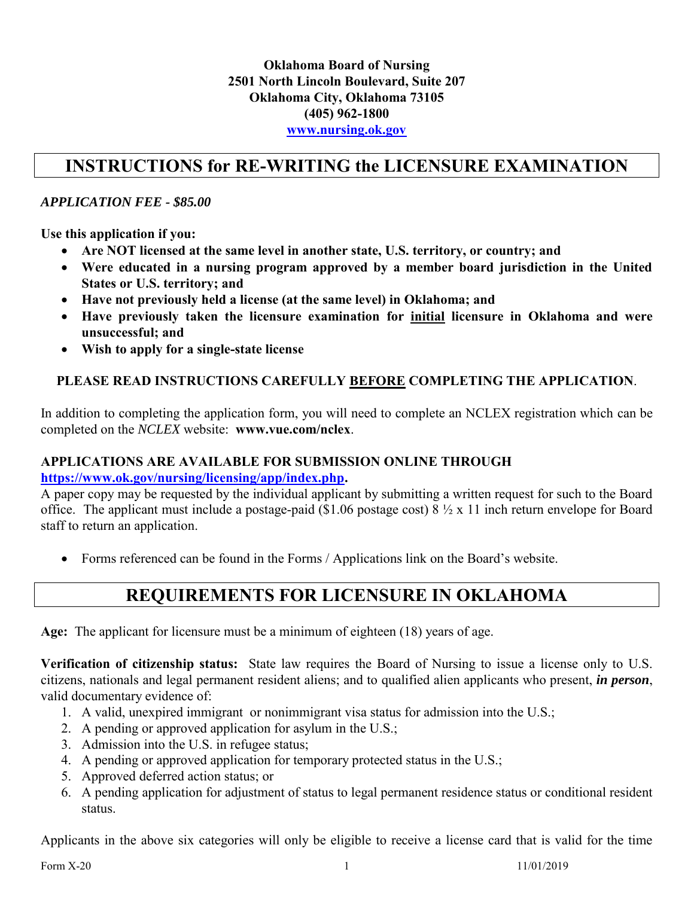**Oklahoma Board of Nursing**
**2501 North Lincoln Boulevard, Suite 207**
**Oklahoma City, Oklahoma 73105**
**(405) 962-1800**
**[www.nursing.ok.gov](http://www.nursing.ok.gov)**

# INSTRUCTIONS for RE-WRITING the LICENSURE EXAMINATION

***APPLICATION FEE - $85.00***

**Use this application if you:**

- **Are NOT licensed at the same level in another state, U.S. territory, or country; and**
- **Were educated in a nursing program approved by a member board jurisdiction in the United States or U.S. territory; and**
- **Have not previously held a license (at the same level) in Oklahoma; and**
- **Have previously taken the licensure examination for initial licensure in Oklahoma and were unsuccessful; and**
- **Wish to apply for a single-state license**

**PLEASE READ INSTRUCTIONS CAREFULLY BEFORE COMPLETING THE APPLICATION.**

In addition to completing the application form, you will need to complete an NCLEX registration which can be completed on the *NCLEX* website: **www.vue.com/nclex**.

**APPLICATIONS ARE AVAILABLE FOR SUBMISSION ONLINE THROUGH [https://www.ok.gov/nursing/licensing/app/index.php](https://www.ok.gov/nursing/licensing/app/index.php).**

A paper copy may be requested by the individual applicant by submitting a written request for such to the Board office. The applicant must include a postage-paid ($1.06 postage cost) 8 ½ x 11 inch return envelope for Board staff to return an application.

- Forms referenced can be found in the Forms / Applications link on the Board's website.

# REQUIREMENTS FOR LICENSURE IN OKLAHOMA

**Age:** The applicant for licensure must be a minimum of eighteen (18) years of age.

**Verification of citizenship status:** State law requires the Board of Nursing to issue a license only to U.S. citizens, nationals and legal permanent resident aliens; and to qualified alien applicants who present, ***in person***, valid documentary evidence of:

1. A valid, unexpired immigrant or nonimmigrant visa status for admission into the U.S.;
2. A pending or approved application for asylum in the U.S.;
3. Admission into the U.S. in refugee status;
4. A pending or approved application for temporary protected status in the U.S.;
5. Approved deferred action status; or
6. A pending application for adjustment of status to legal permanent residence status or conditional resident status.

Applicants in the above six categories will only be eligible to receive a license card that is valid for the time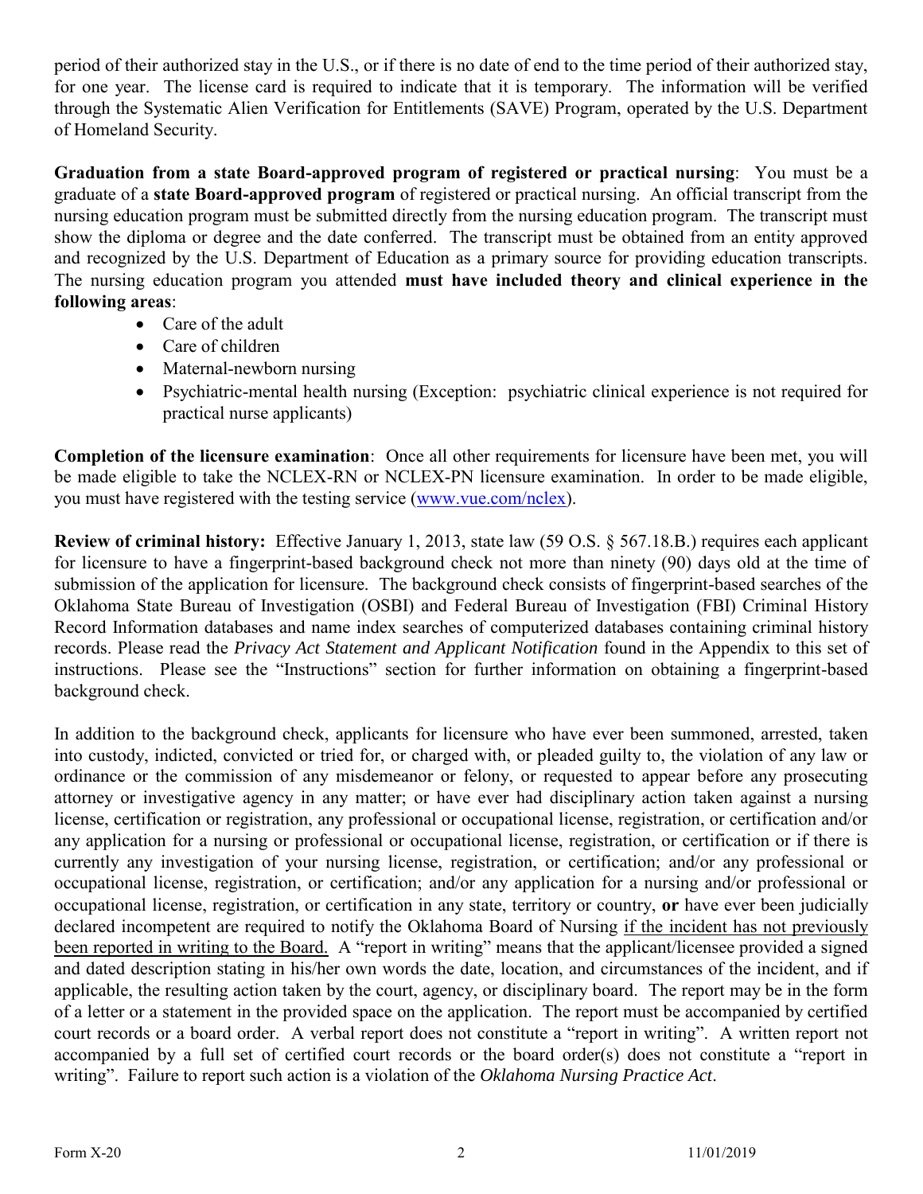period of their authorized stay in the U.S., or if there is no date of end to the time period of their authorized stay, for one year. The license card is required to indicate that it is temporary. The information will be verified through the Systematic Alien Verification for Entitlements (SAVE) Program, operated by the U.S. Department of Homeland Security.

**Graduation from a state Board-approved program of registered or practical nursing**: You must be a graduate of a **state Board-approved program** of registered or practical nursing. An official transcript from the nursing education program must be submitted directly from the nursing education program. The transcript must show the diploma or degree and the date conferred. The transcript must be obtained from an entity approved and recognized by the U.S. Department of Education as a primary source for providing education transcripts. The nursing education program you attended **must have included theory and clinical experience in the following areas**:

- Care of the adult
- Care of children
- Maternal-newborn nursing
- Psychiatric-mental health nursing (Exception: psychiatric clinical experience is not required for practical nurse applicants)

**Completion of the licensure examination**: Once all other requirements for licensure have been met, you will be made eligible to take the NCLEX-RN or NCLEX-PN licensure examination. In order to be made eligible, you must have registered with the testing service (www.vue.com/nclex).

**Review of criminal history:** Effective January 1, 2013, state law (59 O.S. § 567.18.B.) requires each applicant for licensure to have a fingerprint-based background check not more than ninety (90) days old at the time of submission of the application for licensure. The background check consists of fingerprint-based searches of the Oklahoma State Bureau of Investigation (OSBI) and Federal Bureau of Investigation (FBI) Criminal History Record Information databases and name index searches of computerized databases containing criminal history records. Please read the *Privacy Act Statement and Applicant Notification* found in the Appendix to this set of instructions. Please see the "Instructions" section for further information on obtaining a fingerprint-based background check.

In addition to the background check, applicants for licensure who have ever been summoned, arrested, taken into custody, indicted, convicted or tried for, or charged with, or pleaded guilty to, the violation of any law or ordinance or the commission of any misdemeanor or felony, or requested to appear before any prosecuting attorney or investigative agency in any matter; or have ever had disciplinary action taken against a nursing license, certification or registration, any professional or occupational license, registration, or certification and/or any application for a nursing or professional or occupational license, registration, or certification or if there is currently any investigation of your nursing license, registration, or certification; and/or any professional or occupational license, registration, or certification; and/or any application for a nursing and/or professional or occupational license, registration, or certification in any state, territory or country, **or** have ever been judicially declared incompetent are required to notify the Oklahoma Board of Nursing <u>if the incident has not previously been reported in writing to the Board.</u> A "report in writing" means that the applicant/licensee provided a signed and dated description stating in his/her own words the date, location, and circumstances of the incident, and if applicable, the resulting action taken by the court, agency, or disciplinary board. The report may be in the form of a letter or a statement in the provided space on the application. The report must be accompanied by certified court records or a board order. A verbal report does not constitute a "report in writing". A written report not accompanied by a full set of certified court records or the board order(s) does not constitute a "report in writing". Failure to report such action is a violation of the *Oklahoma Nursing Practice Act*.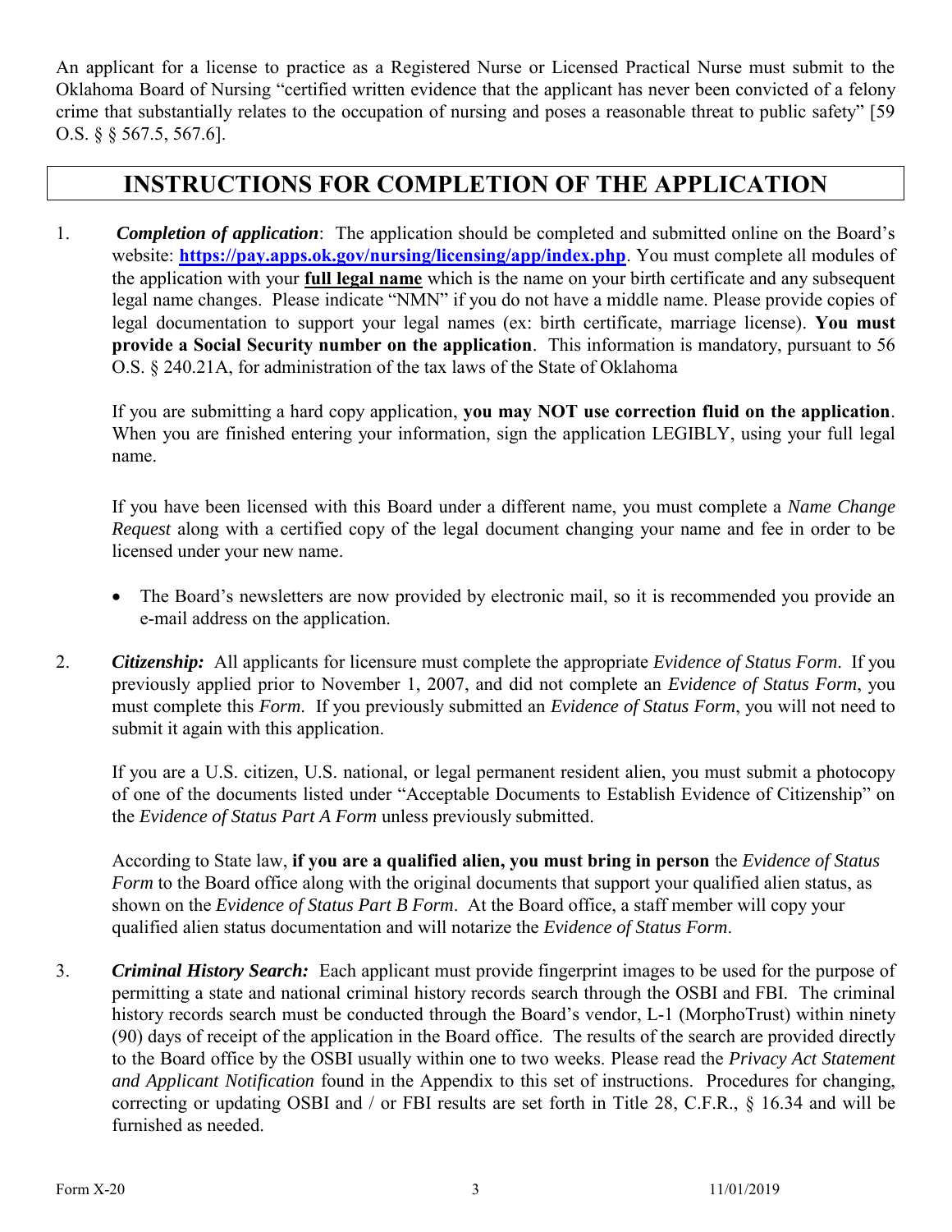An applicant for a license to practice as a Registered Nurse or Licensed Practical Nurse must submit to the Oklahoma Board of Nursing "certified written evidence that the applicant has never been convicted of a felony crime that substantially relates to the occupation of nursing and poses a reasonable threat to public safety" [59 O.S. § § 567.5, 567.6].

## INSTRUCTIONS FOR COMPLETION OF THE APPLICATION

1. ***Completion of application***: The application should be completed and submitted online on the Board's website: **https://pay.apps.ok.gov/nursing/licensing/app/index.php**. You must complete all modules of the application with your **full legal name** which is the name on your birth certificate and any subsequent legal name changes. Please indicate "NMN" if you do not have a middle name. Please provide copies of legal documentation to support your legal names (ex: birth certificate, marriage license). **You must provide a Social Security number on the application**. This information is mandatory, pursuant to 56 O.S. § 240.21A, for administration of the tax laws of the State of Oklahoma

   If you are submitting a hard copy application, **you may NOT use correction fluid on the application**. When you are finished entering your information, sign the application LEGIBLY, using your full legal name.

   If you have been licensed with this Board under a different name, you must complete a *Name Change Request* along with a certified copy of the legal document changing your name and fee in order to be licensed under your new name.

   - The Board's newsletters are now provided by electronic mail, so it is recommended you provide an e-mail address on the application.

2. ***Citizenship:*** All applicants for licensure must complete the appropriate *Evidence of Status Form*. If you previously applied prior to November 1, 2007, and did not complete an *Evidence of Status Form*, you must complete this *Form*. If you previously submitted an *Evidence of Status Form*, you will not need to submit it again with this application.

   If you are a U.S. citizen, U.S. national, or legal permanent resident alien, you must submit a photocopy of one of the documents listed under "Acceptable Documents to Establish Evidence of Citizenship" on the *Evidence of Status Part A Form* unless previously submitted.

   According to State law, **if you are a qualified alien, you must bring in person** the *Evidence of Status Form* to the Board office along with the original documents that support your qualified alien status, as shown on the *Evidence of Status Part B Form*. At the Board office, a staff member will copy your qualified alien status documentation and will notarize the *Evidence of Status Form*.

3. ***Criminal History Search:*** Each applicant must provide fingerprint images to be used for the purpose of permitting a state and national criminal history records search through the OSBI and FBI. The criminal history records search must be conducted through the Board's vendor, L-1 (MorphoTrust) within ninety (90) days of receipt of the application in the Board office. The results of the search are provided directly to the Board office by the OSBI usually within one to two weeks. Please read the *Privacy Act Statement and Applicant Notification* found in the Appendix to this set of instructions. Procedures for changing, correcting or updating OSBI and / or FBI results are set forth in Title 28, C.F.R., § 16.34 and will be furnished as needed.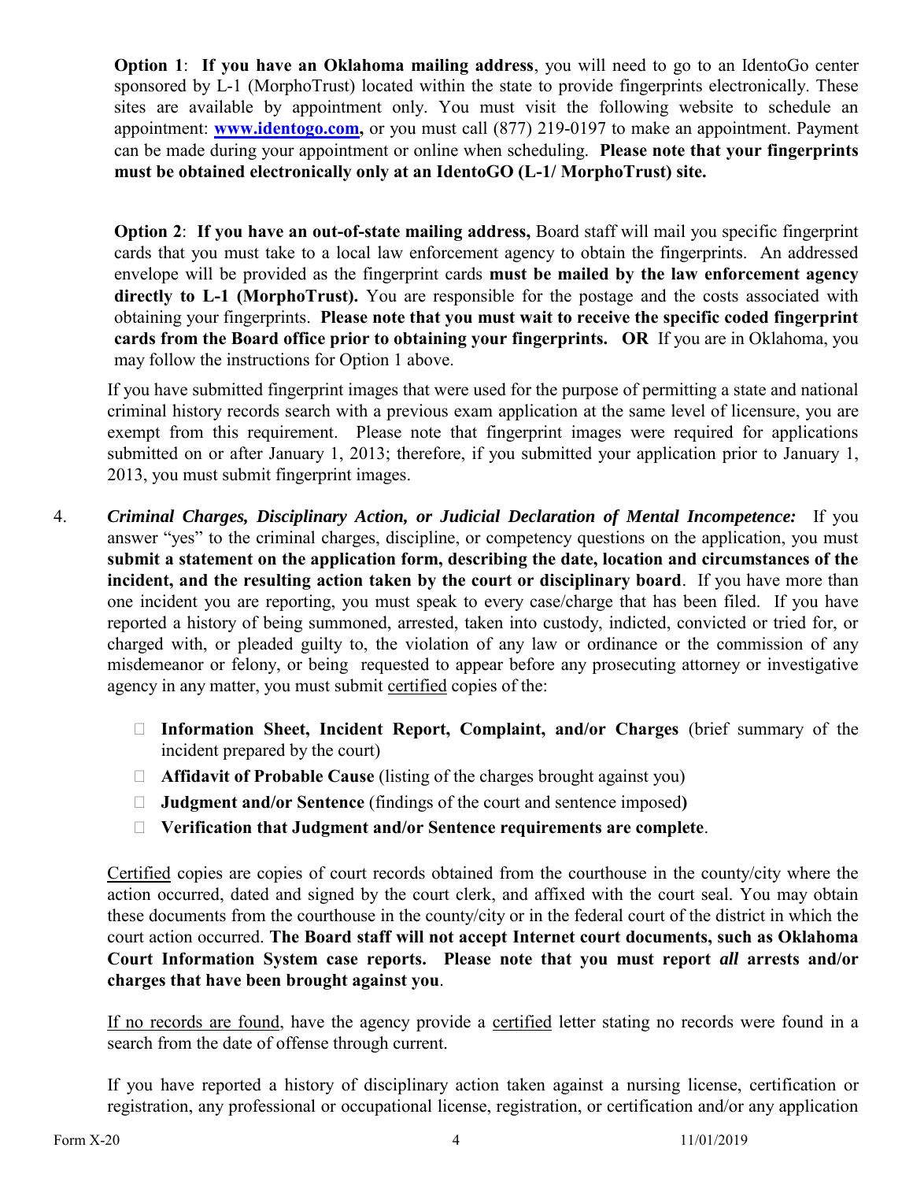**Option 1**: **If you have an Oklahoma mailing address**, you will need to go to an IdentoGo center sponsored by L-1 (MorphoTrust) located within the state to provide fingerprints electronically. These sites are available by appointment only. You must visit the following website to schedule an appointment: **www.identogo.com,** or you must call (877) 219-0197 to make an appointment. Payment can be made during your appointment or online when scheduling. **Please note that your fingerprints must be obtained electronically only at an IdentoGO (L-1/ MorphoTrust) site.**

**Option 2**: **If you have an out-of-state mailing address,** Board staff will mail you specific fingerprint cards that you must take to a local law enforcement agency to obtain the fingerprints. An addressed envelope will be provided as the fingerprint cards **must be mailed by the law enforcement agency directly to L-1 (MorphoTrust).** You are responsible for the postage and the costs associated with obtaining your fingerprints. **Please note that you must wait to receive the specific coded fingerprint cards from the Board office prior to obtaining your fingerprints. OR** If you are in Oklahoma, you may follow the instructions for Option 1 above.

If you have submitted fingerprint images that were used for the purpose of permitting a state and national criminal history records search with a previous exam application at the same level of licensure, you are exempt from this requirement. Please note that fingerprint images were required for applications submitted on or after January 1, 2013; therefore, if you submitted your application prior to January 1, 2013, you must submit fingerprint images.

4. ***Criminal Charges, Disciplinary Action, or Judicial Declaration of Mental Incompetence:*** If you answer "yes" to the criminal charges, discipline, or competency questions on the application, you must **submit a statement on the application form, describing the date, location and circumstances of the incident, and the resulting action taken by the court or disciplinary board**. If you have more than one incident you are reporting, you must speak to every case/charge that has been filed. If you have reported a history of being summoned, arrested, taken into custody, indicted, convicted or tried for, or charged with, or pleaded guilty to, the violation of any law or ordinance or the commission of any misdemeanor or felony, or being requested to appear before any prosecuting attorney or investigative agency in any matter, you must submit certified copies of the:

   - **Information Sheet, Incident Report, Complaint, and/or Charges** (brief summary of the incident prepared by the court)
   - **Affidavit of Probable Cause** (listing of the charges brought against you)
   - **Judgment and/or Sentence** (findings of the court and sentence imposed**)**
   - **Verification that Judgment and/or Sentence requirements are complete**.

   Certified copies are copies of court records obtained from the courthouse in the county/city where the action occurred, dated and signed by the court clerk, and affixed with the court seal. You may obtain these documents from the courthouse in the county/city or in the federal court of the district in which the court action occurred. **The Board staff will not accept Internet court documents, such as Oklahoma Court Information System case reports. Please note that you must report *all* arrests and/or charges that have been brought against you**.

   If no records are found, have the agency provide a certified letter stating no records were found in a search from the date of offense through current.

   If you have reported a history of disciplinary action taken against a nursing license, certification or registration, any professional or occupational license, registration, or certification and/or any application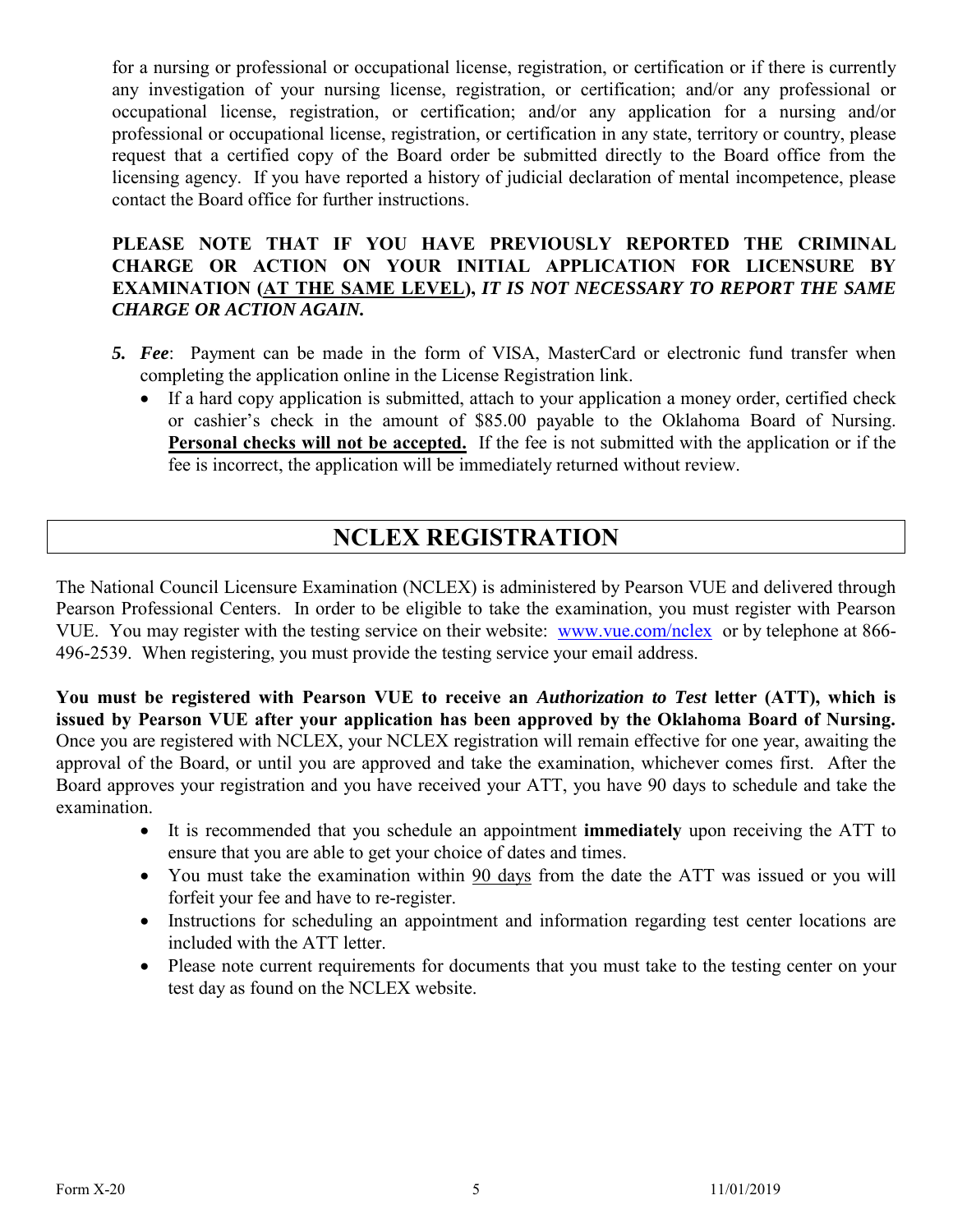for a nursing or professional or occupational license, registration, or certification or if there is currently any investigation of your nursing license, registration, or certification; and/or any professional or occupational license, registration, or certification; and/or any application for a nursing and/or professional or occupational license, registration, or certification in any state, territory or country, please request that a certified copy of the Board order be submitted directly to the Board office from the licensing agency. If you have reported a history of judicial declaration of mental incompetence, please contact the Board office for further instructions.

**PLEASE NOTE THAT IF YOU HAVE PREVIOUSLY REPORTED THE CRIMINAL CHARGE OR ACTION ON YOUR INITIAL APPLICATION FOR LICENSURE BY EXAMINATION (<u>AT THE SAME LEVEL</u>), *IT IS NOT NECESSARY TO REPORT THE SAME CHARGE OR ACTION AGAIN.***

5. ***Fee***: Payment can be made in the form of VISA, MasterCard or electronic fund transfer when completing the application online in the License Registration link.
   - If a hard copy application is submitted, attach to your application a money order, certified check or cashier's check in the amount of $85.00 payable to the Oklahoma Board of Nursing. **<u>Personal checks will not be accepted.</u>** If the fee is not submitted with the application or if the fee is incorrect, the application will be immediately returned without review.

## NCLEX REGISTRATION

The National Council Licensure Examination (NCLEX) is administered by Pearson VUE and delivered through Pearson Professional Centers. In order to be eligible to take the examination, you must register with Pearson VUE. You may register with the testing service on their website: www.vue.com/nclex or by telephone at 866-496-2539. When registering, you must provide the testing service your email address.

**You must be registered with Pearson VUE to receive an *Authorization to Test* letter (ATT), which is issued by Pearson VUE after your application has been approved by the Oklahoma Board of Nursing.** Once you are registered with NCLEX, your NCLEX registration will remain effective for one year, awaiting the approval of the Board, or until you are approved and take the examination, whichever comes first. After the Board approves your registration and you have received your ATT, you have 90 days to schedule and take the examination.

- It is recommended that you schedule an appointment **immediately** upon receiving the ATT to ensure that you are able to get your choice of dates and times.
- You must take the examination within <u>90 days</u> from the date the ATT was issued or you will forfeit your fee and have to re-register.
- Instructions for scheduling an appointment and information regarding test center locations are included with the ATT letter.
- Please note current requirements for documents that you must take to the testing center on your test day as found on the NCLEX website.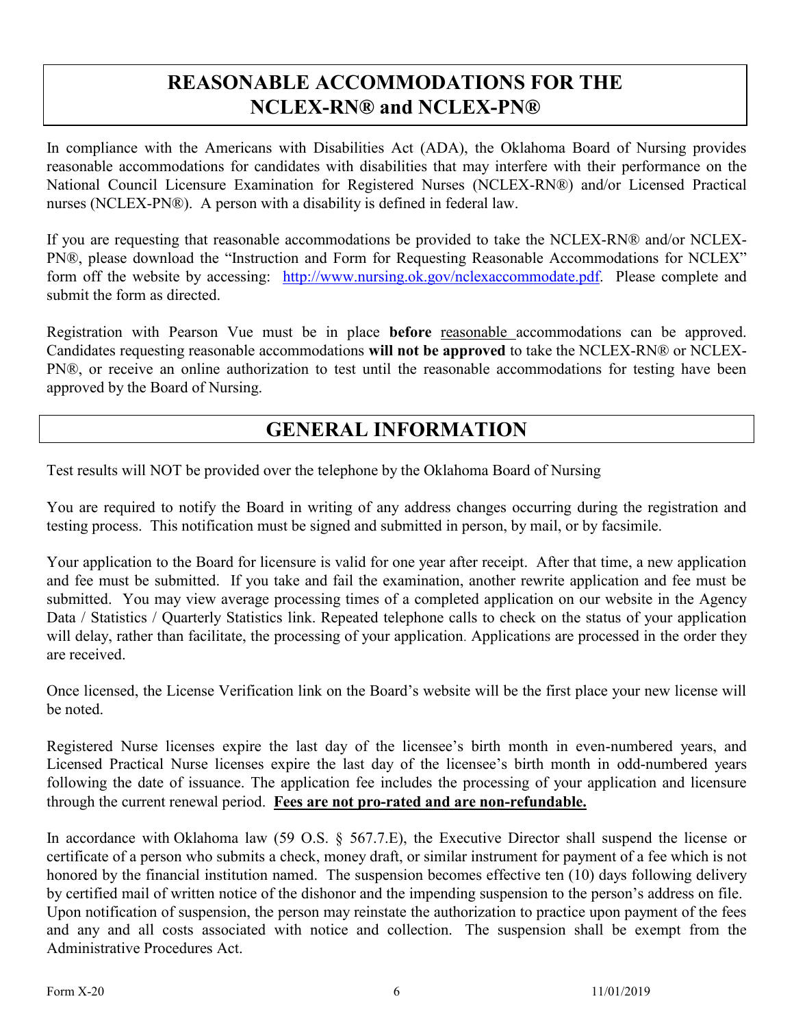## REASONABLE ACCOMMODATIONS FOR THE NCLEX-RN® and NCLEX-PN®

In compliance with the Americans with Disabilities Act (ADA), the Oklahoma Board of Nursing provides reasonable accommodations for candidates with disabilities that may interfere with their performance on the National Council Licensure Examination for Registered Nurses (NCLEX-RN®) and/or Licensed Practical nurses (NCLEX-PN®). A person with a disability is defined in federal law.

If you are requesting that reasonable accommodations be provided to take the NCLEX-RN® and/or NCLEX-PN®, please download the "Instruction and Form for Requesting Reasonable Accommodations for NCLEX" form off the website by accessing: [http://www.nursing.ok.gov/nclexaccommodate.pdf](http://www.nursing.ok.gov/nclexaccommodate.pdf). Please complete and submit the form as directed.

Registration with Pearson Vue must be in place **before** reasonable accommodations can be approved. Candidates requesting reasonable accommodations **will not be approved** to take the NCLEX-RN® or NCLEX-PN®, or receive an online authorization to test until the reasonable accommodations for testing have been approved by the Board of Nursing.

## GENERAL INFORMATION

Test results will NOT be provided over the telephone by the Oklahoma Board of Nursing

You are required to notify the Board in writing of any address changes occurring during the registration and testing process. This notification must be signed and submitted in person, by mail, or by facsimile.

Your application to the Board for licensure is valid for one year after receipt. After that time, a new application and fee must be submitted. If you take and fail the examination, another rewrite application and fee must be submitted. You may view average processing times of a completed application on our website in the Agency Data / Statistics / Quarterly Statistics link. Repeated telephone calls to check on the status of your application will delay, rather than facilitate, the processing of your application. Applications are processed in the order they are received.

Once licensed, the License Verification link on the Board's website will be the first place your new license will be noted.

Registered Nurse licenses expire the last day of the licensee's birth month in even-numbered years, and Licensed Practical Nurse licenses expire the last day of the licensee's birth month in odd-numbered years following the date of issuance. The application fee includes the processing of your application and licensure through the current renewal period. **Fees are not pro-rated and are non-refundable.**

In accordance with Oklahoma law (59 O.S. § 567.7.E), the Executive Director shall suspend the license or certificate of a person who submits a check, money draft, or similar instrument for payment of a fee which is not honored by the financial institution named. The suspension becomes effective ten (10) days following delivery by certified mail of written notice of the dishonor and the impending suspension to the person's address on file. Upon notification of suspension, the person may reinstate the authorization to practice upon payment of the fees and any and all costs associated with notice and collection. The suspension shall be exempt from the Administrative Procedures Act.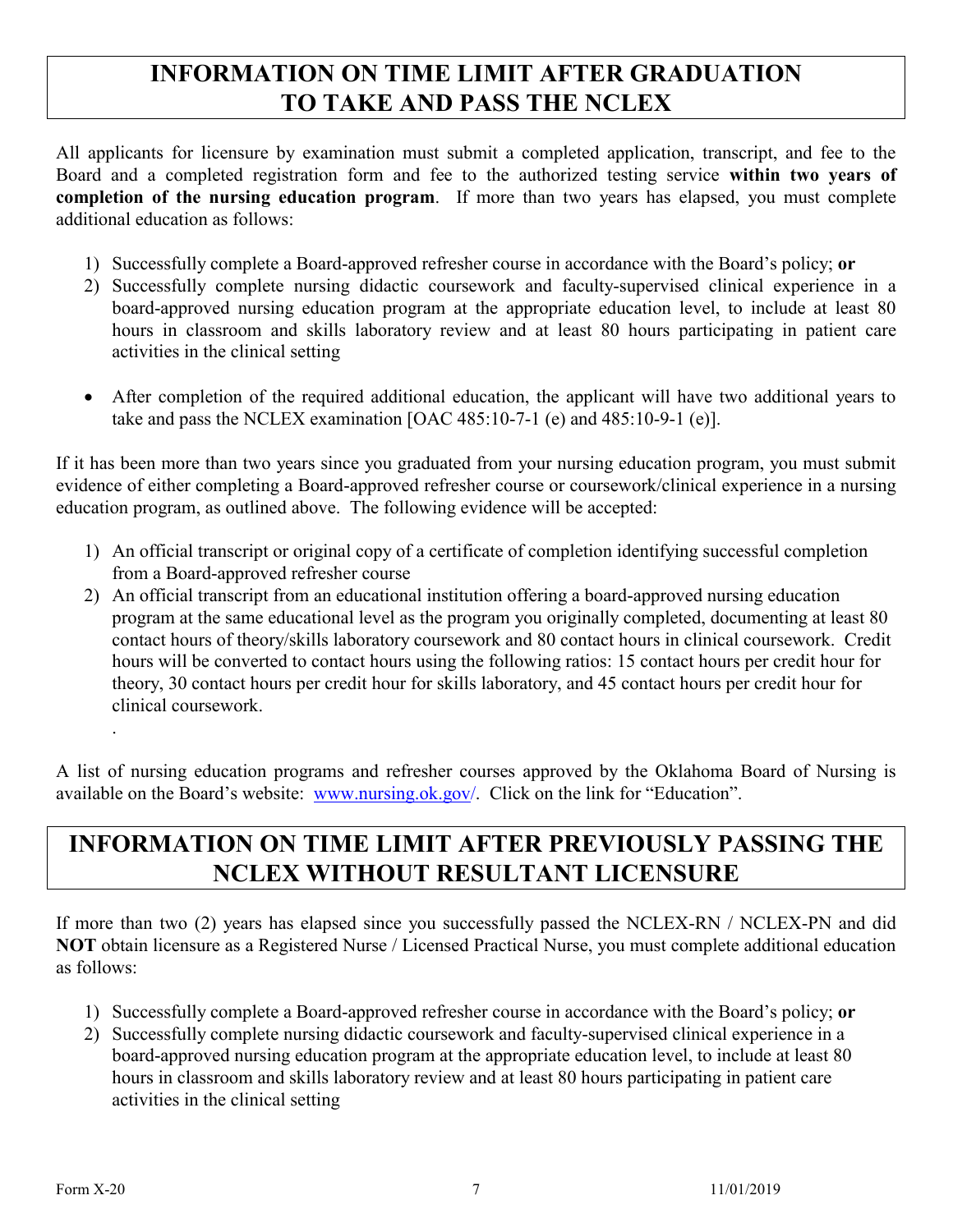# INFORMATION ON TIME LIMIT AFTER GRADUATION TO TAKE AND PASS THE NCLEX

All applicants for licensure by examination must submit a completed application, transcript, and fee to the Board and a completed registration form and fee to the authorized testing service **within two years of completion of the nursing education program**. If more than two years has elapsed, you must complete additional education as follows:

1) Successfully complete a Board-approved refresher course in accordance with the Board's policy; **or**
2) Successfully complete nursing didactic coursework and faculty-supervised clinical experience in a board-approved nursing education program at the appropriate education level, to include at least 80 hours in classroom and skills laboratory review and at least 80 hours participating in patient care activities in the clinical setting

- After completion of the required additional education, the applicant will have two additional years to take and pass the NCLEX examination [OAC 485:10-7-1 (e) and 485:10-9-1 (e)].

If it has been more than two years since you graduated from your nursing education program, you must submit evidence of either completing a Board-approved refresher course or coursework/clinical experience in a nursing education program, as outlined above. The following evidence will be accepted:

1) An official transcript or original copy of a certificate of completion identifying successful completion from a Board-approved refresher course
2) An official transcript from an educational institution offering a board-approved nursing education program at the same educational level as the program you originally completed, documenting at least 80 contact hours of theory/skills laboratory coursework and 80 contact hours in clinical coursework. Credit hours will be converted to contact hours using the following ratios: 15 contact hours per credit hour for theory, 30 contact hours per credit hour for skills laboratory, and 45 contact hours per credit hour for clinical coursework.

A list of nursing education programs and refresher courses approved by the Oklahoma Board of Nursing is available on the Board's website: www.nursing.ok.gov/. Click on the link for "Education".

# INFORMATION ON TIME LIMIT AFTER PREVIOUSLY PASSING THE NCLEX WITHOUT RESULTANT LICENSURE

If more than two (2) years has elapsed since you successfully passed the NCLEX-RN / NCLEX-PN and did **NOT** obtain licensure as a Registered Nurse / Licensed Practical Nurse, you must complete additional education as follows:

1) Successfully complete a Board-approved refresher course in accordance with the Board's policy; **or**
2) Successfully complete nursing didactic coursework and faculty-supervised clinical experience in a board-approved nursing education program at the appropriate education level, to include at least 80 hours in classroom and skills laboratory review and at least 80 hours participating in patient care activities in the clinical setting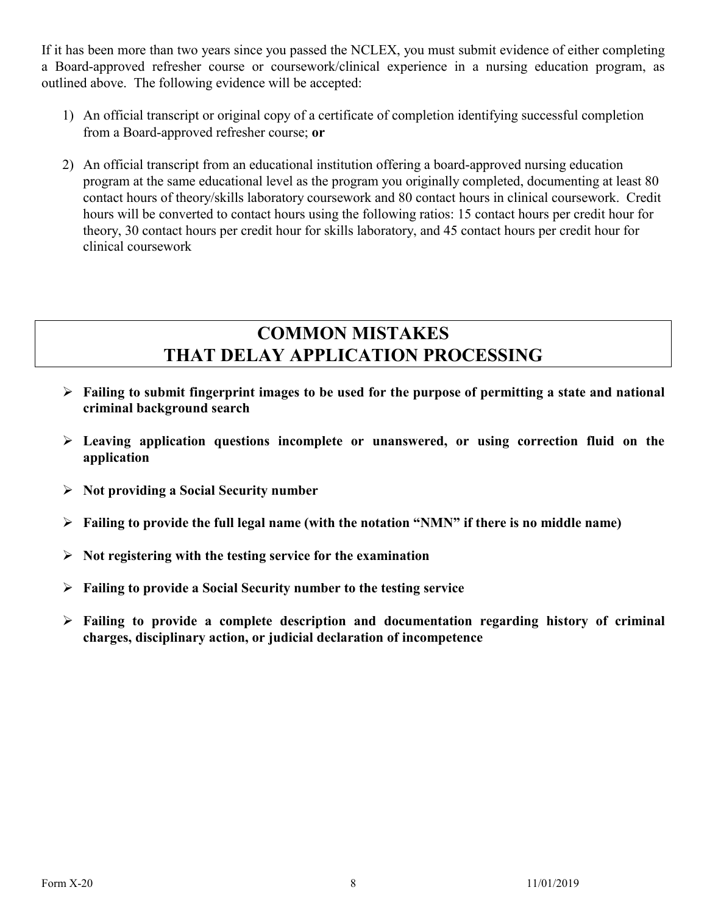If it has been more than two years since you passed the NCLEX, you must submit evidence of either completing a Board-approved refresher course or coursework/clinical experience in a nursing education program, as outlined above. The following evidence will be accepted:

1) An official transcript or original copy of a certificate of completion identifying successful completion from a Board-approved refresher course; **or**

2) An official transcript from an educational institution offering a board-approved nursing education program at the same educational level as the program you originally completed, documenting at least 80 contact hours of theory/skills laboratory coursework and 80 contact hours in clinical coursework. Credit hours will be converted to contact hours using the following ratios: 15 contact hours per credit hour for theory, 30 contact hours per credit hour for skills laboratory, and 45 contact hours per credit hour for clinical coursework

## COMMON MISTAKES THAT DELAY APPLICATION PROCESSING

- **Failing to submit fingerprint images to be used for the purpose of permitting a state and national criminal background search**
- **Leaving application questions incomplete or unanswered, or using correction fluid on the application**
- **Not providing a Social Security number**
- **Failing to provide the full legal name (with the notation "NMN" if there is no middle name)**
- **Not registering with the testing service for the examination**
- **Failing to provide a Social Security number to the testing service**
- **Failing to provide a complete description and documentation regarding history of criminal charges, disciplinary action, or judicial declaration of incompetence**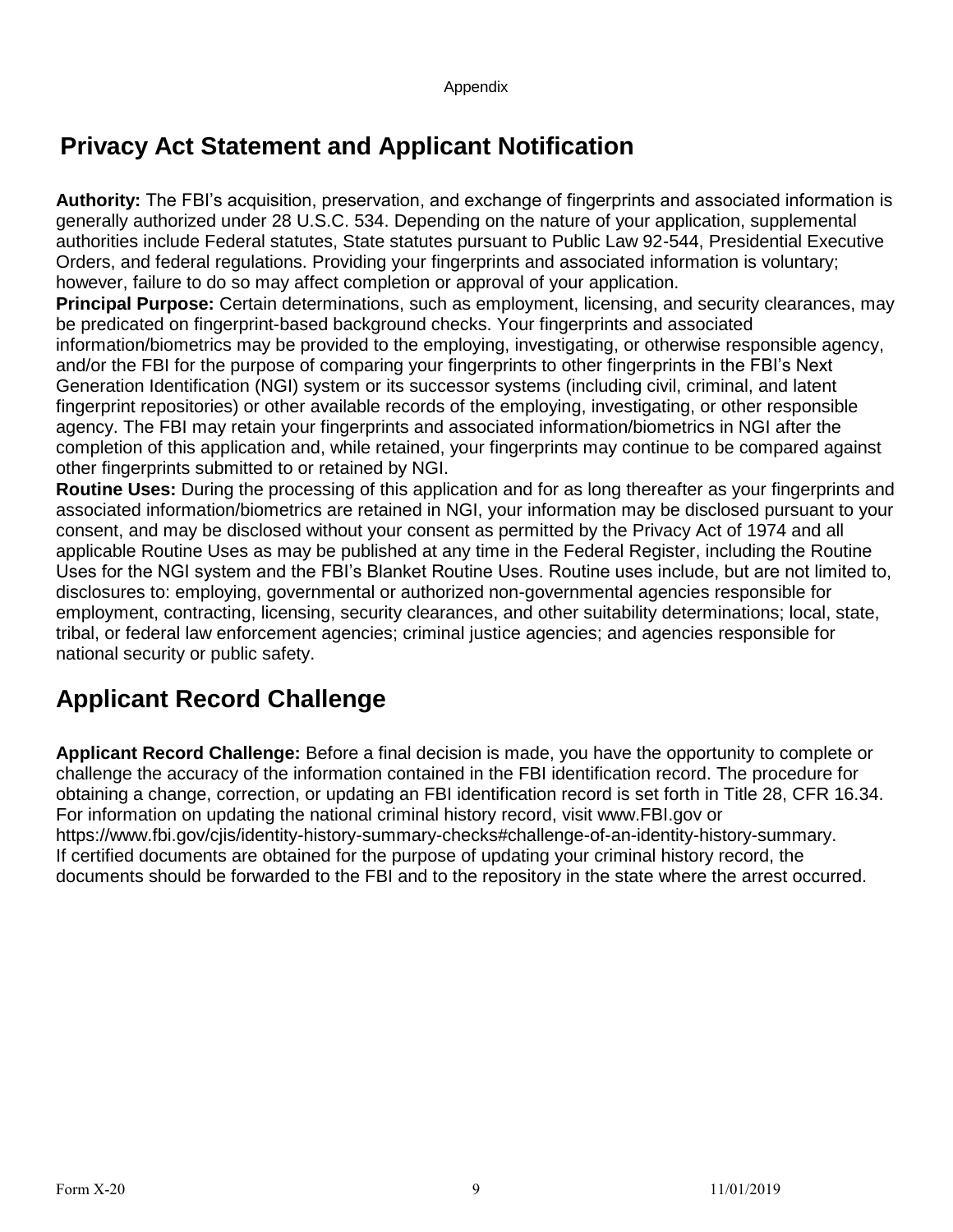## Privacy Act Statement and Applicant Notification

**Authority:** The FBI's acquisition, preservation, and exchange of fingerprints and associated information is generally authorized under 28 U.S.C. 534. Depending on the nature of your application, supplemental authorities include Federal statutes, State statutes pursuant to Public Law 92-544, Presidential Executive Orders, and federal regulations. Providing your fingerprints and associated information is voluntary; however, failure to do so may affect completion or approval of your application.

**Principal Purpose:** Certain determinations, such as employment, licensing, and security clearances, may be predicated on fingerprint-based background checks. Your fingerprints and associated information/biometrics may be provided to the employing, investigating, or otherwise responsible agency, and/or the FBI for the purpose of comparing your fingerprints to other fingerprints in the FBI's Next Generation Identification (NGI) system or its successor systems (including civil, criminal, and latent fingerprint repositories) or other available records of the employing, investigating, or other responsible agency. The FBI may retain your fingerprints and associated information/biometrics in NGI after the completion of this application and, while retained, your fingerprints may continue to be compared against other fingerprints submitted to or retained by NGI.

**Routine Uses:** During the processing of this application and for as long thereafter as your fingerprints and associated information/biometrics are retained in NGI, your information may be disclosed pursuant to your consent, and may be disclosed without your consent as permitted by the Privacy Act of 1974 and all applicable Routine Uses as may be published at any time in the Federal Register, including the Routine Uses for the NGI system and the FBI's Blanket Routine Uses. Routine uses include, but are not limited to, disclosures to: employing, governmental or authorized non-governmental agencies responsible for employment, contracting, licensing, security clearances, and other suitability determinations; local, state, tribal, or federal law enforcement agencies; criminal justice agencies; and agencies responsible for national security or public safety.

## Applicant Record Challenge

**Applicant Record Challenge:** Before a final decision is made, you have the opportunity to complete or challenge the accuracy of the information contained in the FBI identification record. The procedure for obtaining a change, correction, or updating an FBI identification record is set forth in Title 28, CFR 16.34. For information on updating the national criminal history record, visit www.FBI.gov or https://www.fbi.gov/cjis/identity-history-summary-checks#challenge-of-an-identity-history-summary. If certified documents are obtained for the purpose of updating your criminal history record, the documents should be forwarded to the FBI and to the repository in the state where the arrest occurred.